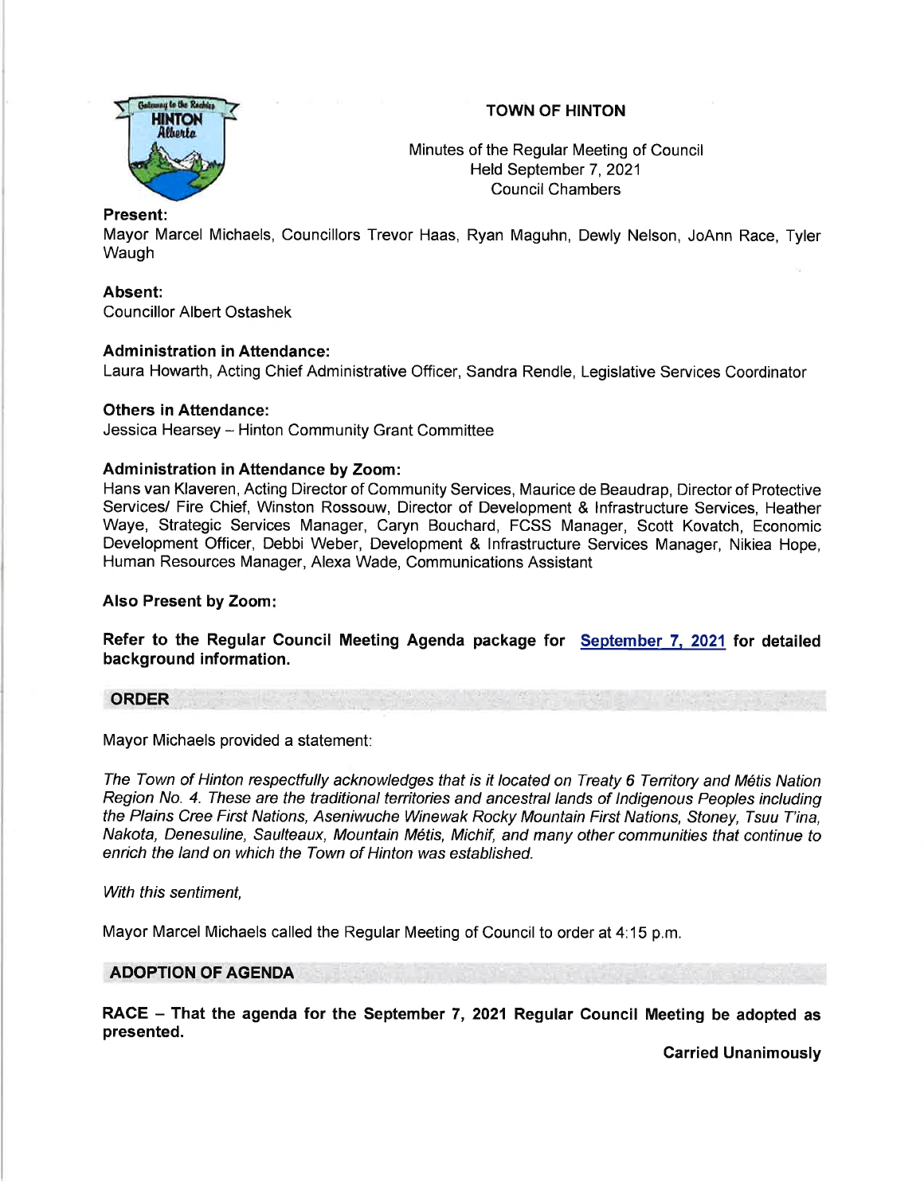# TOWN OF HINTON

Minutes of the Regular Meeting of Council
Held September 7, 2021
Council Chambers

**Present:**
Mayor Marcel Michaels, Councillors Trevor Haas, Ryan Maguhn, Dewly Nelson, JoAnn Race, Tyler Waugh

**Absent:**
Councillor Albert Ostashek

**Administration in Attendance:**
Laura Howarth, Acting Chief Administrative Officer, Sandra Rendle, Legislative Services Coordinator

**Others in Attendance:**
Jessica Hearsey – Hinton Community Grant Committee

**Administration in Attendance by Zoom:**
Hans van Klaveren, Acting Director of Community Services, Maurice de Beaudrap, Director of Protective Services/ Fire Chief, Winston Rossouw, Director of Development & Infrastructure Services, Heather Waye, Strategic Services Manager, Caryn Bouchard, FCSS Manager, Scott Kovatch, Economic Development Officer, Debbi Weber, Development & Infrastructure Services Manager, Nikiea Hope, Human Resources Manager, Alexa Wade, Communications Assistant

**Also Present by Zoom:**

**Refer to the Regular Council Meeting Agenda package for September 7, 2021 for detailed background information.**

## ORDER

Mayor Michaels provided a statement:

*The Town of Hinton respectfully acknowledges that is it located on Treaty 6 Territory and Métis Nation Region No. 4. These are the traditional territories and ancestral lands of Indigenous Peoples including the Plains Cree First Nations, Aseniwuche Winewak Rocky Mountain First Nations, Stoney, Tsuu T'ina, Nakota, Denesuline, Saulteaux, Mountain Métis, Michif, and many other communities that continue to enrich the land on which the Town of Hinton was established.*

*With this sentiment,*

Mayor Marcel Michaels called the Regular Meeting of Council to order at 4:15 p.m.

## ADOPTION OF AGENDA

**RACE – That the agenda for the September 7, 2021 Regular Council Meeting be adopted as presented.**

**Carried Unanimously**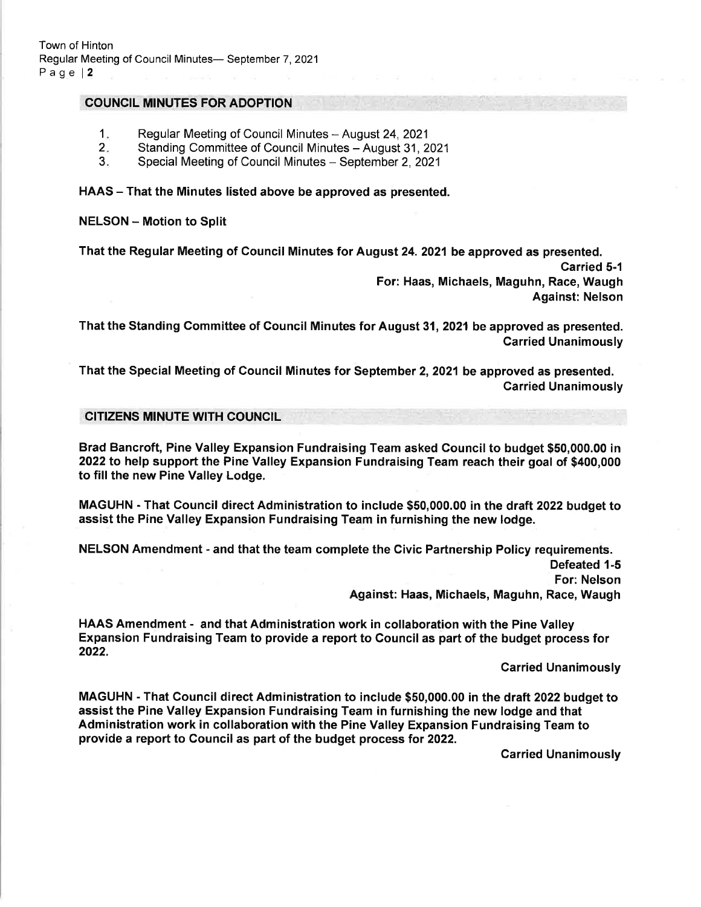## COUNCIL MINUTES FOR ADOPTION

1. Regular Meeting of Council Minutes – August 24, 2021
2. Standing Committee of Council Minutes – August 31, 2021
3. Special Meeting of Council Minutes – September 2, 2021

**HAAS – That the Minutes listed above be approved as presented.**

**NELSON – Motion to Split**

**That the Regular Meeting of Council Minutes for August 24. 2021 be approved as presented.**

**Carried 5-1**
**For: Haas, Michaels, Maguhn, Race, Waugh**
**Against: Nelson**

**That the Standing Committee of Council Minutes for August 31, 2021 be approved as presented.**
**Carried Unanimously**

**That the Special Meeting of Council Minutes for September 2, 2021 be approved as presented.**
**Carried Unanimously**

## CITIZENS MINUTE WITH COUNCIL

**Brad Bancroft, Pine Valley Expansion Fundraising Team asked Council to budget $50,000.00 in 2022 to help support the Pine Valley Expansion Fundraising Team reach their goal of $400,000 to fill the new Pine Valley Lodge.**

**MAGUHN - That Council direct Administration to include $50,000.00 in the draft 2022 budget to assist the Pine Valley Expansion Fundraising Team in furnishing the new lodge.**

**NELSON Amendment - and that the team complete the Civic Partnership Policy requirements.**

**Defeated 1-5**
**For: Nelson**
**Against: Haas, Michaels, Maguhn, Race, Waugh**

**HAAS Amendment - and that Administration work in collaboration with the Pine Valley Expansion Fundraising Team to provide a report to Council as part of the budget process for 2022.**

**Carried Unanimously**

**MAGUHN - That Council direct Administration to include $50,000.00 in the draft 2022 budget to assist the Pine Valley Expansion Fundraising Team in furnishing the new lodge and that Administration work in collaboration with the Pine Valley Expansion Fundraising Team to provide a report to Council as part of the budget process for 2022.**

**Carried Unanimously**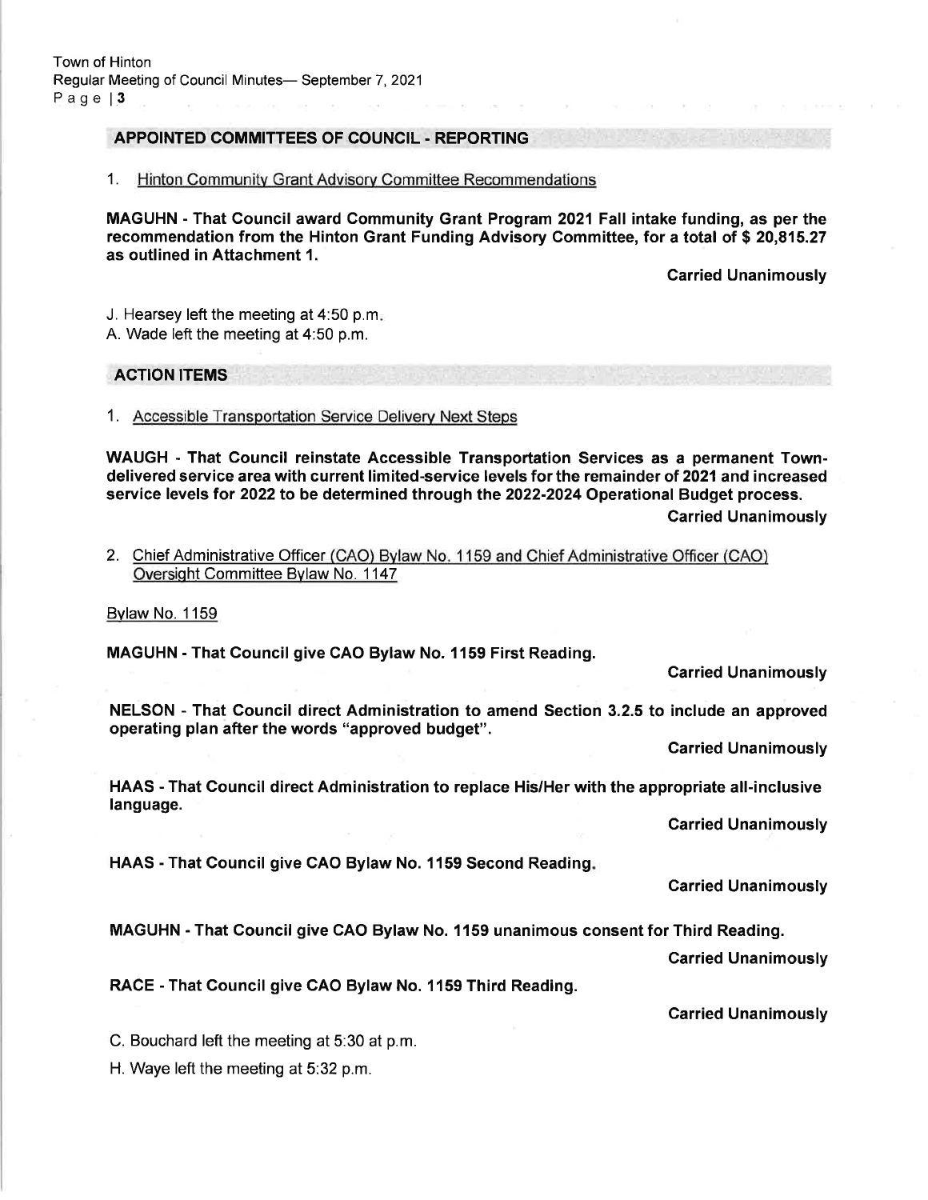## APPOINTED COMMITTEES OF COUNCIL - REPORTING

1. Hinton Community Grant Advisory Committee Recommendations

**MAGUHN - That Council award Community Grant Program 2021 Fall intake funding, as per the recommendation from the Hinton Grant Funding Advisory Committee, for a total of $ 20,815.27 as outlined in Attachment 1.**

**Carried Unanimously**

J. Hearsey left the meeting at 4:50 p.m.
A. Wade left the meeting at 4:50 p.m.

## ACTION ITEMS

1. Accessible Transportation Service Delivery Next Steps

**WAUGH - That Council reinstate Accessible Transportation Services as a permanent Town-delivered service area with current limited-service levels for the remainder of 2021 and increased service levels for 2022 to be determined through the 2022-2024 Operational Budget process.**

**Carried Unanimously**

2. Chief Administrative Officer (CAO) Bylaw No. 1159 and Chief Administrative Officer (CAO) Oversight Committee Bylaw No. 1147

Bylaw No. 1159

**MAGUHN - That Council give CAO Bylaw No. 1159 First Reading.**

**Carried Unanimously**

**NELSON - That Council direct Administration to amend Section 3.2.5 to include an approved operating plan after the words "approved budget".**

**Carried Unanimously**

**HAAS - That Council direct Administration to replace His/Her with the appropriate all-inclusive language.**

**Carried Unanimously**

**HAAS - That Council give CAO Bylaw No. 1159 Second Reading.**

**Carried Unanimously**

**MAGUHN - That Council give CAO Bylaw No. 1159 unanimous consent for Third Reading.**

**Carried Unanimously**

**RACE - That Council give CAO Bylaw No. 1159 Third Reading.**

**Carried Unanimously**

C. Bouchard left the meeting at 5:30 at p.m.

H. Waye left the meeting at 5:32 p.m.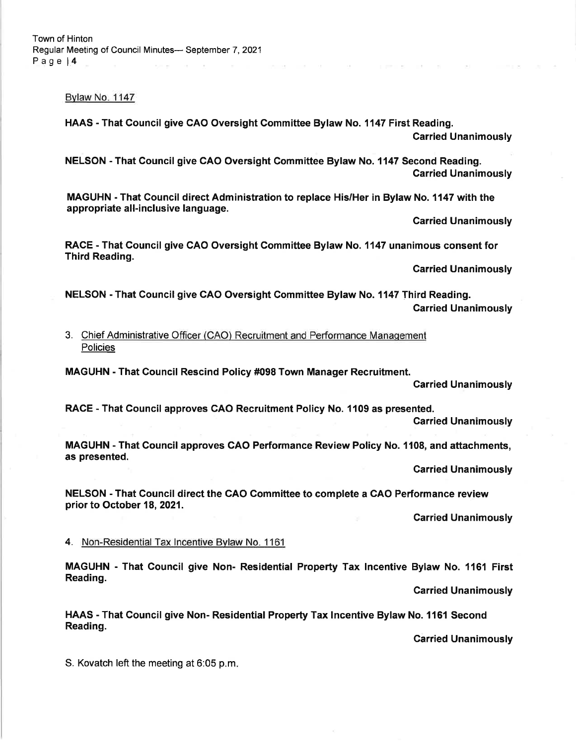Bylaw No. 1147

**HAAS - That Council give CAO Oversight Committee Bylaw No. 1147 First Reading.**
**Carried Unanimously**

**NELSON - That Council give CAO Oversight Committee Bylaw No. 1147 Second Reading.**
**Carried Unanimously**

**MAGUHN - That Council direct Administration to replace His/Her in Bylaw No. 1147 with the appropriate all-inclusive language.**

**Carried Unanimously**

**RACE - That Council give CAO Oversight Committee Bylaw No. 1147 unanimous consent for Third Reading.**

**Carried Unanimously**

**NELSON - That Council give CAO Oversight Committee Bylaw No. 1147 Third Reading.**
**Carried Unanimously**

3. Chief Administrative Officer (CAO) Recruitment and Performance Management Policies

**MAGUHN - That Council Rescind Policy #098 Town Manager Recruitment.**

**Carried Unanimously**

**RACE - That Council approves CAO Recruitment Policy No. 1109 as presented.**

**Carried Unanimously**

**MAGUHN - That Council approves CAO Performance Review Policy No. 1108, and attachments, as presented.**

**Carried Unanimously**

**NELSON - That Council direct the CAO Committee to complete a CAO Performance review prior to October 18, 2021.**

**Carried Unanimously**

4. Non-Residential Tax Incentive Bylaw No. 1161

**MAGUHN - That Council give Non- Residential Property Tax Incentive Bylaw No. 1161 First Reading.**

**Carried Unanimously**

**HAAS - That Council give Non- Residential Property Tax Incentive Bylaw No. 1161 Second Reading.**

**Carried Unanimously**

S. Kovatch left the meeting at 6:05 p.m.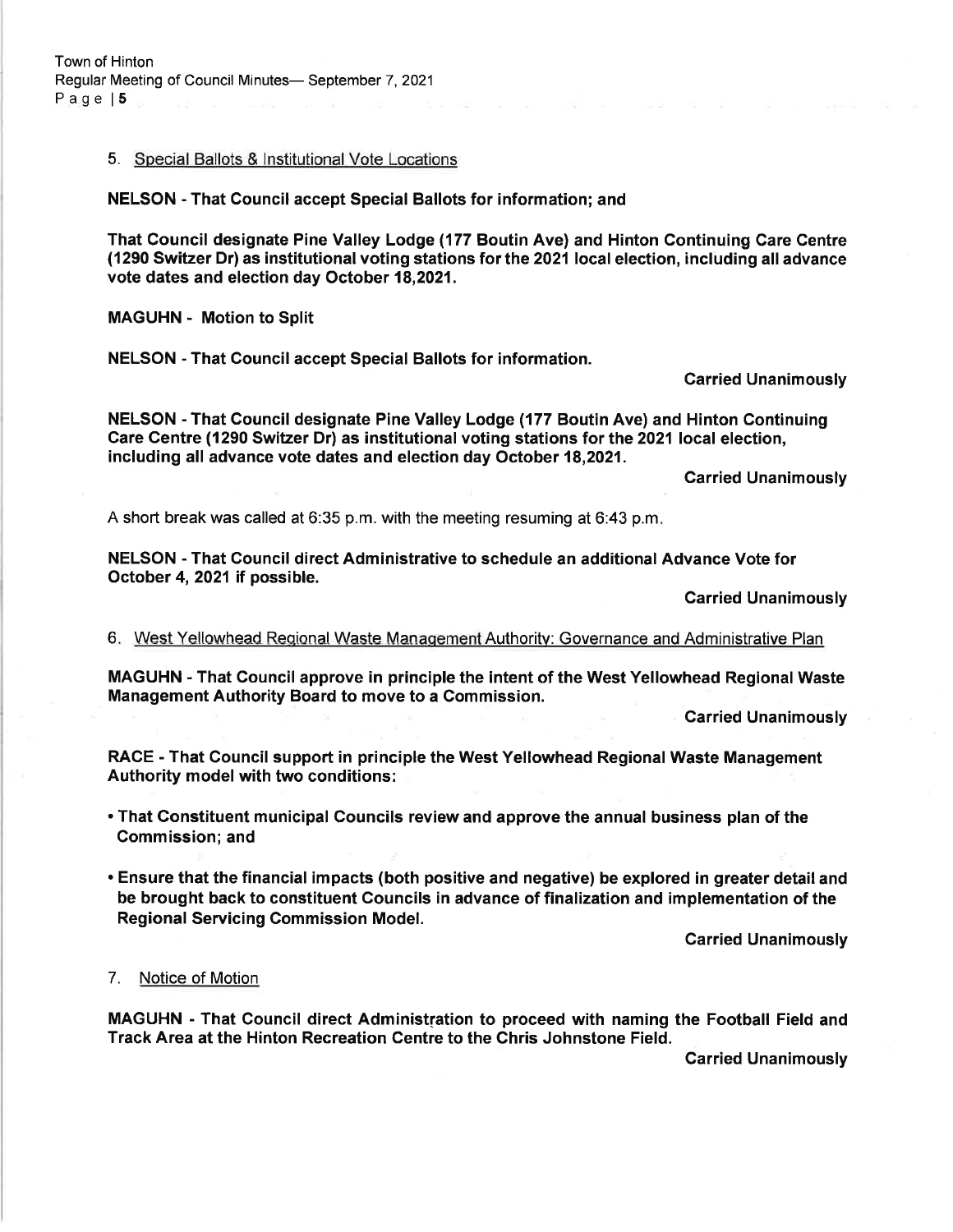5. Special Ballots & Institutional Vote Locations

**NELSON - That Council accept Special Ballots for information; and**

**That Council designate Pine Valley Lodge (177 Boutin Ave) and Hinton Continuing Care Centre (1290 Switzer Dr) as institutional voting stations for the 2021 local election, including all advance vote dates and election day October 18,2021.**

**MAGUHN - Motion to Split**

**NELSON - That Council accept Special Ballots for information.**

**Carried Unanimously**

**NELSON - That Council designate Pine Valley Lodge (177 Boutin Ave) and Hinton Continuing Care Centre (1290 Switzer Dr) as institutional voting stations for the 2021 local election, including all advance vote dates and election day October 18,2021.**

**Carried Unanimously**

A short break was called at 6:35 p.m. with the meeting resuming at 6:43 p.m.

**NELSON - That Council direct Administrative to schedule an additional Advance Vote for October 4, 2021 if possible.**

**Carried Unanimously**

6. West Yellowhead Regional Waste Management Authority: Governance and Administrative Plan

**MAGUHN - That Council approve in principle the intent of the West Yellowhead Regional Waste Management Authority Board to move to a Commission.**

**Carried Unanimously**

**RACE - That Council support in principle the West Yellowhead Regional Waste Management Authority model with two conditions:**

- **That Constituent municipal Councils review and approve the annual business plan of the Commission; and**
- **Ensure that the financial impacts (both positive and negative) be explored in greater detail and be brought back to constituent Councils in advance of finalization and implementation of the Regional Servicing Commission Model.**

**Carried Unanimously**

7. Notice of Motion

**MAGUHN - That Council direct Administration to proceed with naming the Football Field and Track Area at the Hinton Recreation Centre to the Chris Johnstone Field.**

**Carried Unanimously**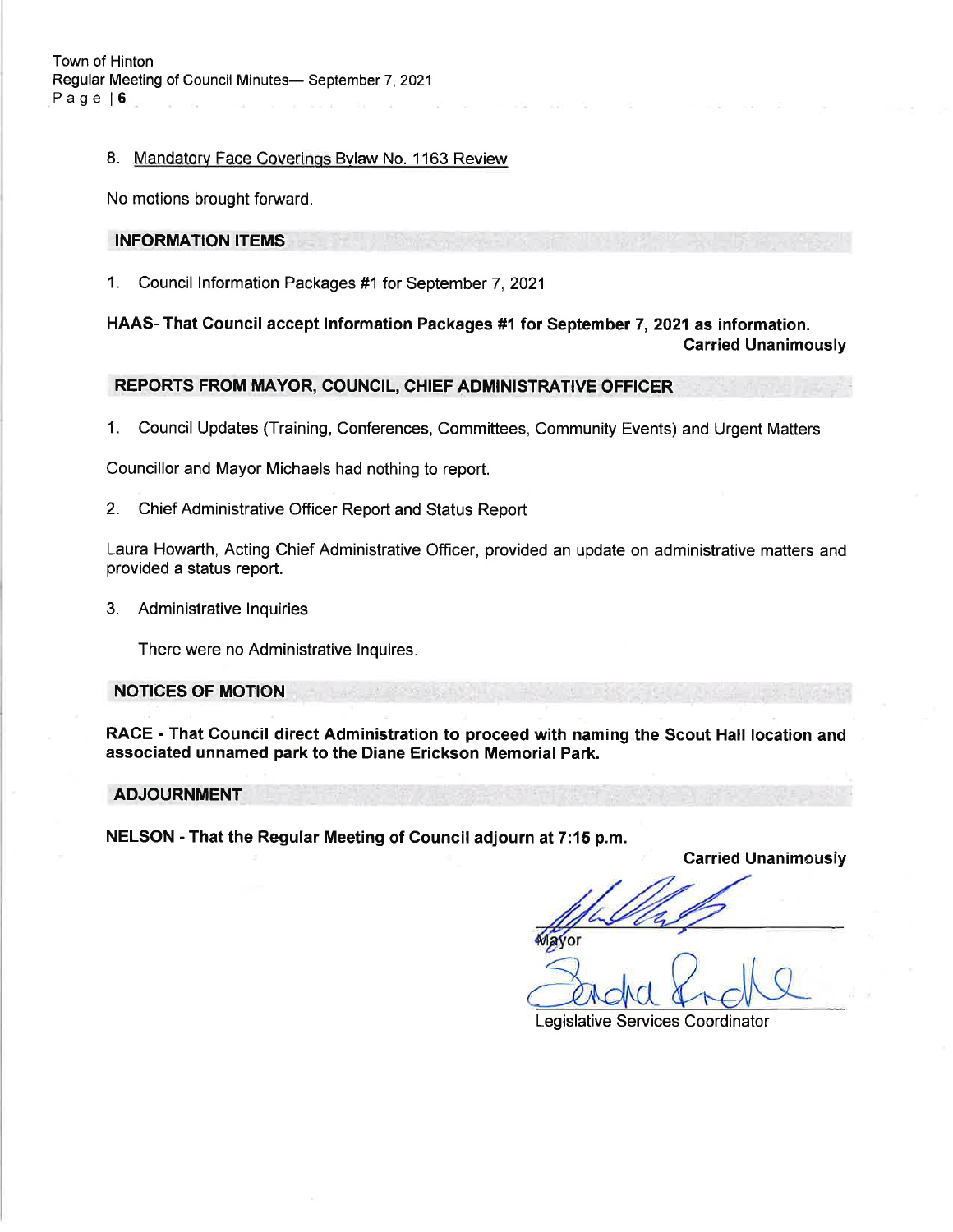8. Mandatory Face Coverings Bylaw No. 1163 Review

No motions brought forward.

## INFORMATION ITEMS

1. Council Information Packages #1 for September 7, 2021

**HAAS- That Council accept Information Packages #1 for September 7, 2021 as information.**
**Carried Unanimously**

## REPORTS FROM MAYOR, COUNCIL, CHIEF ADMINISTRATIVE OFFICER

1. Council Updates (Training, Conferences, Committees, Community Events) and Urgent Matters

Councillor and Mayor Michaels had nothing to report.

2. Chief Administrative Officer Report and Status Report

Laura Howarth, Acting Chief Administrative Officer, provided an update on administrative matters and provided a status report.

3. Administrative Inquiries

There were no Administrative Inquires.

## NOTICES OF MOTION

**RACE - That Council direct Administration to proceed with naming the Scout Hall location and associated unnamed park to the Diane Erickson Memorial Park.**

## ADJOURNMENT

**NELSON - That the Regular Meeting of Council adjourn at 7:15 p.m.**
**Carried Unanimously**

Mayor

Legislative Services Coordinator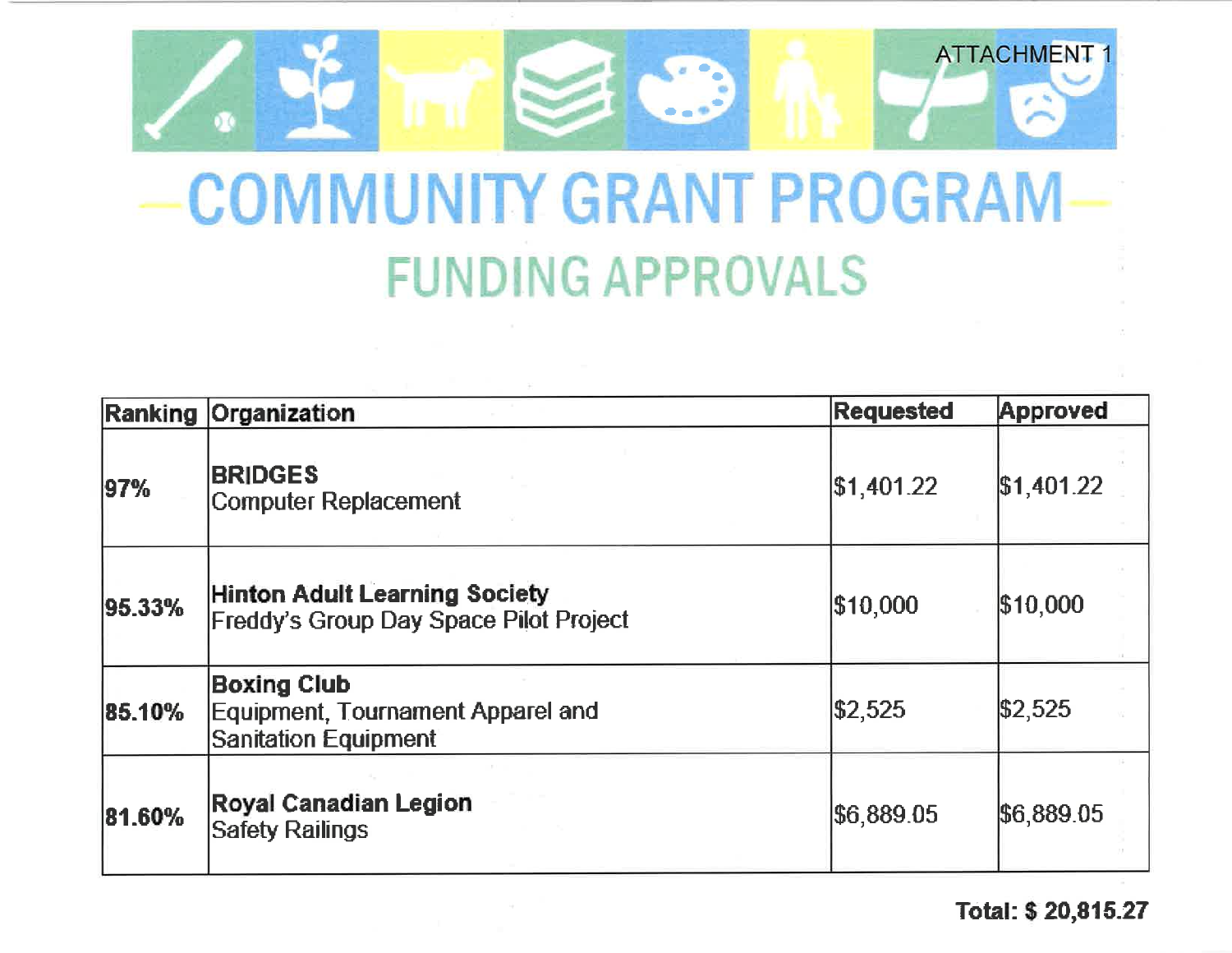ATTACHMENT 1

# COMMUNITY GRANT PROGRAM

## FUNDING APPROVALS

| Ranking | Organization | Requested | Approved |
|---|---|---|---|
| 97% | **BRIDGES**<br>Computer Replacement | $1,401.22 | $1,401.22 |
| 95.33% | **Hinton Adult Learning Society**<br>Freddy's Group Day Space Pilot Project | $10,000 | $10,000 |
| 85.10% | **Boxing Club**<br>Equipment, Tournament Apparel and Sanitation Equipment | $2,525 | $2,525 |
| 81.60% | **Royal Canadian Legion**<br>Safety Railings | $6,889.05 | $6,889.05 |

**Total: $ 20,815.27**